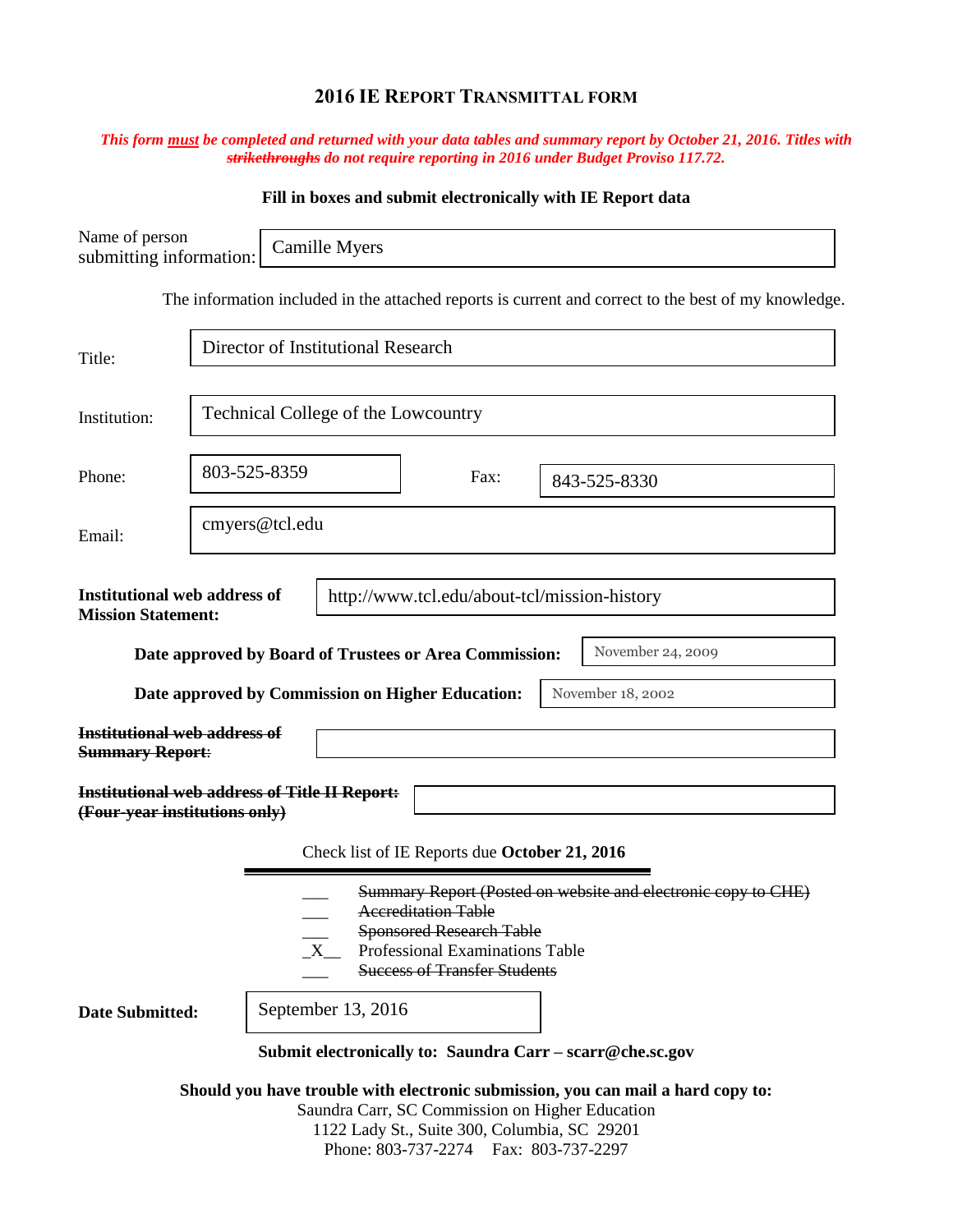## 2016 IE Report Transmittal Form

***This form must be completed and returned with your data tables and summary report by October 21, 2016. Titles with ~~strikethroughs~~ do not require reporting in 2016 under Budget Proviso 117.72.***

**Fill in boxes and submit electronically with IE Report data**

Name of person submitting information: Camille Myers

The information included in the attached reports is current and correct to the best of my knowledge.

Title: Director of Institutional Research

Institution: Technical College of the Lowcountry

Phone: 803-525-8359 Fax: 843-525-8330

Email: cmyers@tcl.edu

**Institutional web address of Mission Statement:** http://www.tcl.edu/about-tcl/mission-history

**Date approved by Board of Trustees or Area Commission:** November 24, 2009

**Date approved by Commission on Higher Education:** November 18, 2002

~~**Institutional web address of Summary Report**~~:

~~**Institutional web address of Title II Report: (Four-year institutions only)**~~

Check list of IE Reports due **October 21, 2016**

- ___ ~~Summary Report (Posted on website and electronic copy to CHE)~~
- ___ ~~Accreditation Table~~
- ___ ~~Sponsored Research Table~~
- _X__ Professional Examinations Table
- ___ ~~Success of Transfer Students~~

**Date Submitted:** September 13, 2016

**Submit electronically to: Saundra Carr – scarr@che.sc.gov**

**Should you have trouble with electronic submission, you can mail a hard copy to:**
Saundra Carr, SC Commission on Higher Education
1122 Lady St., Suite 300, Columbia, SC 29201
Phone: 803-737-2274 Fax: 803-737-2297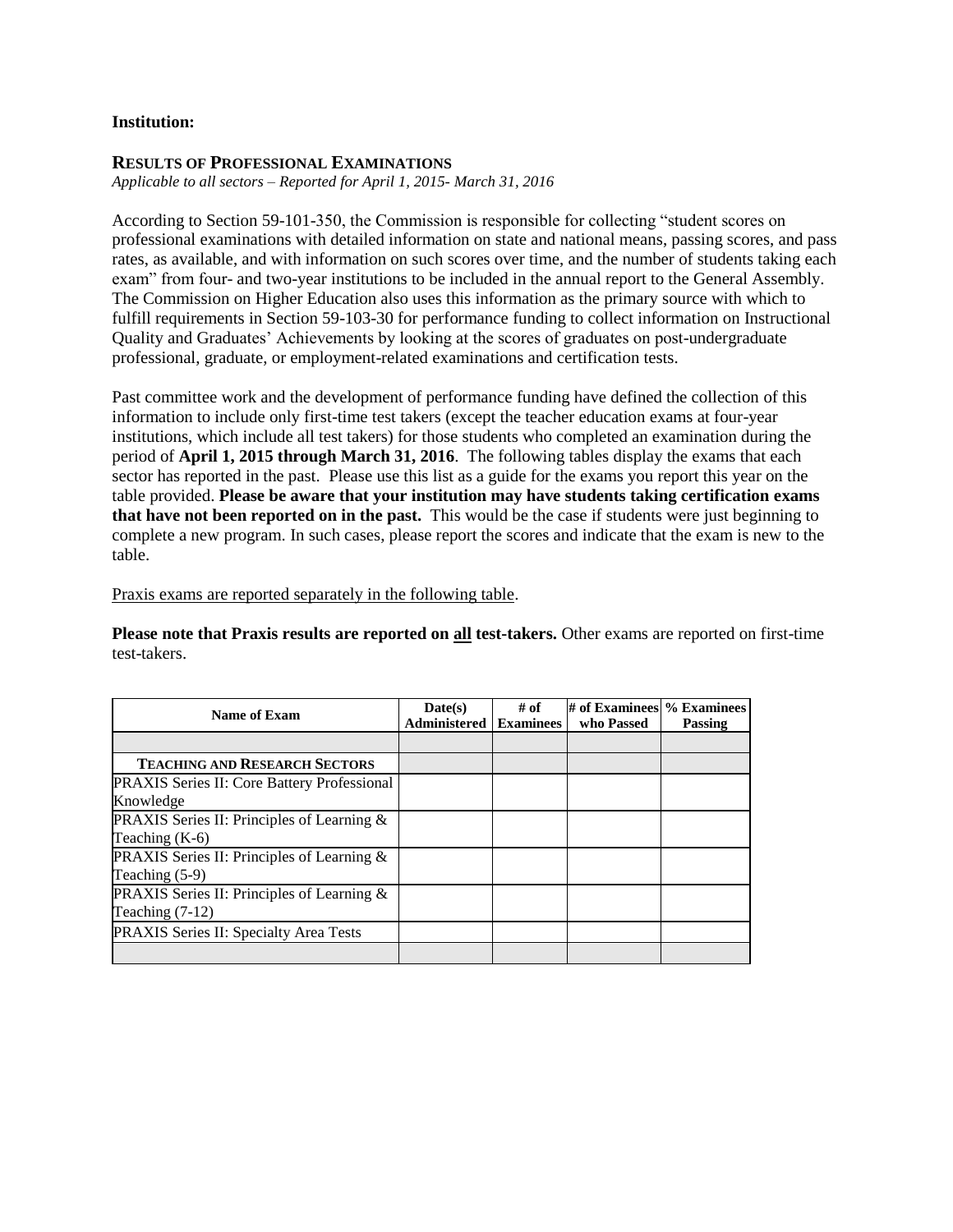**Institution:**

## RESULTS OF PROFESSIONAL EXAMINATIONS

*Applicable to all sectors – Reported for April 1, 2015- March 31, 2016*

According to Section 59-101-350, the Commission is responsible for collecting "student scores on professional examinations with detailed information on state and national means, passing scores, and pass rates, as available, and with information on such scores over time, and the number of students taking each exam" from four- and two-year institutions to be included in the annual report to the General Assembly. The Commission on Higher Education also uses this information as the primary source with which to fulfill requirements in Section 59-103-30 for performance funding to collect information on Instructional Quality and Graduates' Achievements by looking at the scores of graduates on post-undergraduate professional, graduate, or employment-related examinations and certification tests.

Past committee work and the development of performance funding have defined the collection of this information to include only first-time test takers (except the teacher education exams at four-year institutions, which include all test takers) for those students who completed an examination during the period of **April 1, 2015 through March 31, 2016**. The following tables display the exams that each sector has reported in the past. Please use this list as a guide for the exams you report this year on the table provided. **Please be aware that your institution may have students taking certification exams that have not been reported on in the past.** This would be the case if students were just beginning to complete a new program. In such cases, please report the scores and indicate that the exam is new to the table.

Praxis exams are reported separately in the following table.

**Please note that Praxis results are reported on all test-takers.** Other exams are reported on first-time test-takers.

| Name of Exam | Date(s) Administered | # of Examinees | # of Examinees who Passed | % Examinees Passing |
|---|---|---|---|---|
| | | | | |
| **TEACHING AND RESEARCH SECTORS** | | | | |
| PRAXIS Series II: Core Battery Professional Knowledge | | | | |
| PRAXIS Series II: Principles of Learning & Teaching (K-6) | | | | |
| PRAXIS Series II: Principles of Learning & Teaching (5-9) | | | | |
| PRAXIS Series II: Principles of Learning & Teaching (7-12) | | | | |
| PRAXIS Series II: Specialty Area Tests | | | | |
| | | | | |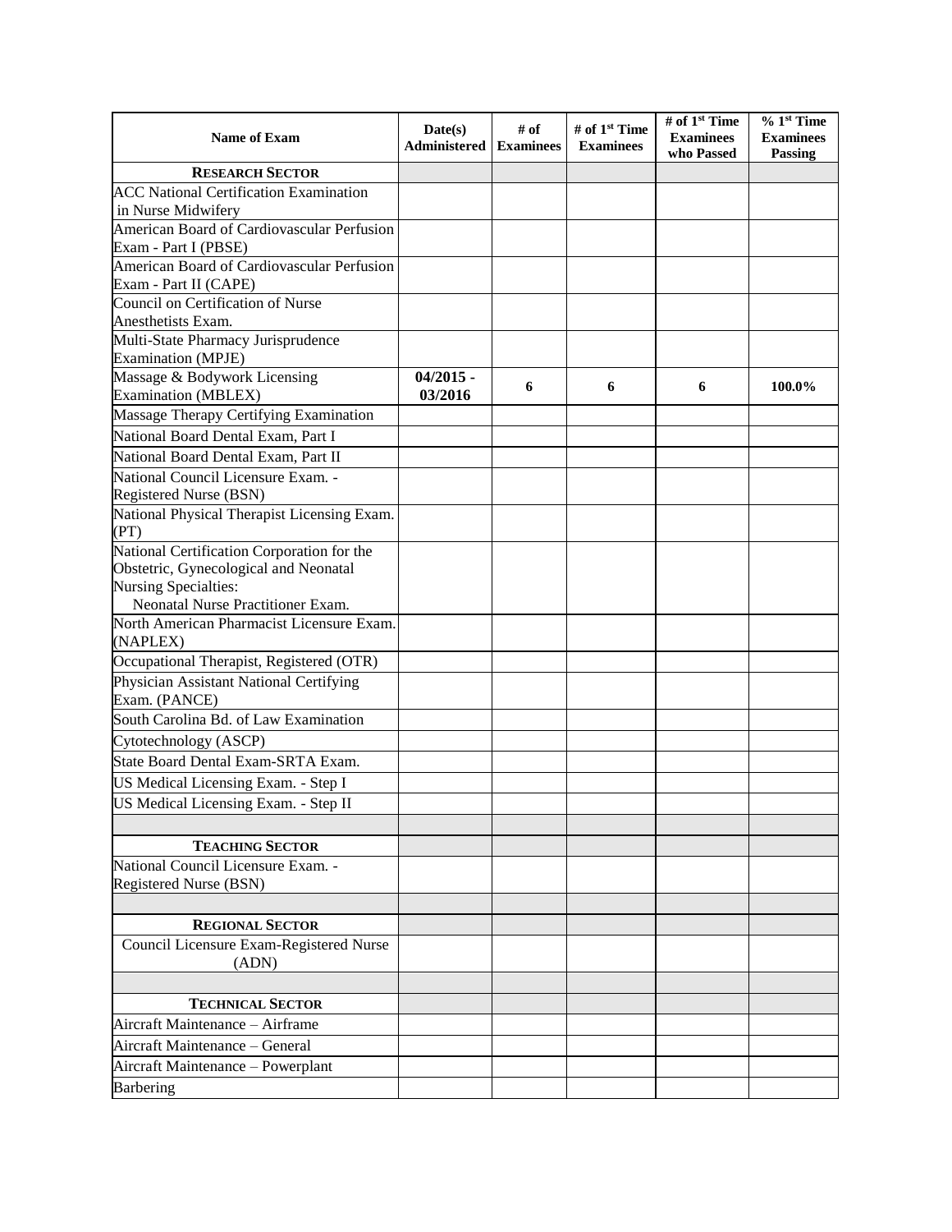| Name of Exam | Date(s) Administered | # of Examinees | # of 1st Time Examinees | # of 1st Time Examinees who Passed | % 1st Time Examinees Passing |
|---|---|---|---|---|---|
| **RESEARCH SECTOR** | | | | | |
| ACC National Certification Examination in Nurse Midwifery | | | | | |
| American Board of Cardiovascular Perfusion Exam - Part I (PBSE) | | | | | |
| American Board of Cardiovascular Perfusion Exam - Part II (CAPE) | | | | | |
| Council on Certification of Nurse Anesthetists Exam. | | | | | |
| Multi-State Pharmacy Jurisprudence Examination (MPJE) | | | | | |
| Massage & Bodywork Licensing Examination (MBLEX) | **04/2015 - 03/2016** | **6** | **6** | **6** | **100.0%** |
| Massage Therapy Certifying Examination | | | | | |
| National Board Dental Exam, Part I | | | | | |
| National Board Dental Exam, Part II | | | | | |
| National Council Licensure Exam. - Registered Nurse (BSN) | | | | | |
| National Physical Therapist Licensing Exam. (PT) | | | | | |
| National Certification Corporation for the Obstetric, Gynecological and Neonatal Nursing Specialties: Neonatal Nurse Practitioner Exam. | | | | | |
| North American Pharmacist Licensure Exam. (NAPLEX) | | | | | |
| Occupational Therapist, Registered (OTR) | | | | | |
| Physician Assistant National Certifying Exam. (PANCE) | | | | | |
| South Carolina Bd. of Law Examination | | | | | |
| Cytotechnology (ASCP) | | | | | |
| State Board Dental Exam-SRTA Exam. | | | | | |
| US Medical Licensing Exam. - Step I | | | | | |
| US Medical Licensing Exam. - Step II | | | | | |
| | | | | | |
| **TEACHING SECTOR** | | | | | |
| National Council Licensure Exam. - Registered Nurse (BSN) | | | | | |
| | | | | | |
| **REGIONAL SECTOR** | | | | | |
| Council Licensure Exam-Registered Nurse (ADN) | | | | | |
| | | | | | |
| **TECHNICAL SECTOR** | | | | | |
| Aircraft Maintenance – Airframe | | | | | |
| Aircraft Maintenance – General | | | | | |
| Aircraft Maintenance – Powerplant | | | | | |
| Barbering | | | | | |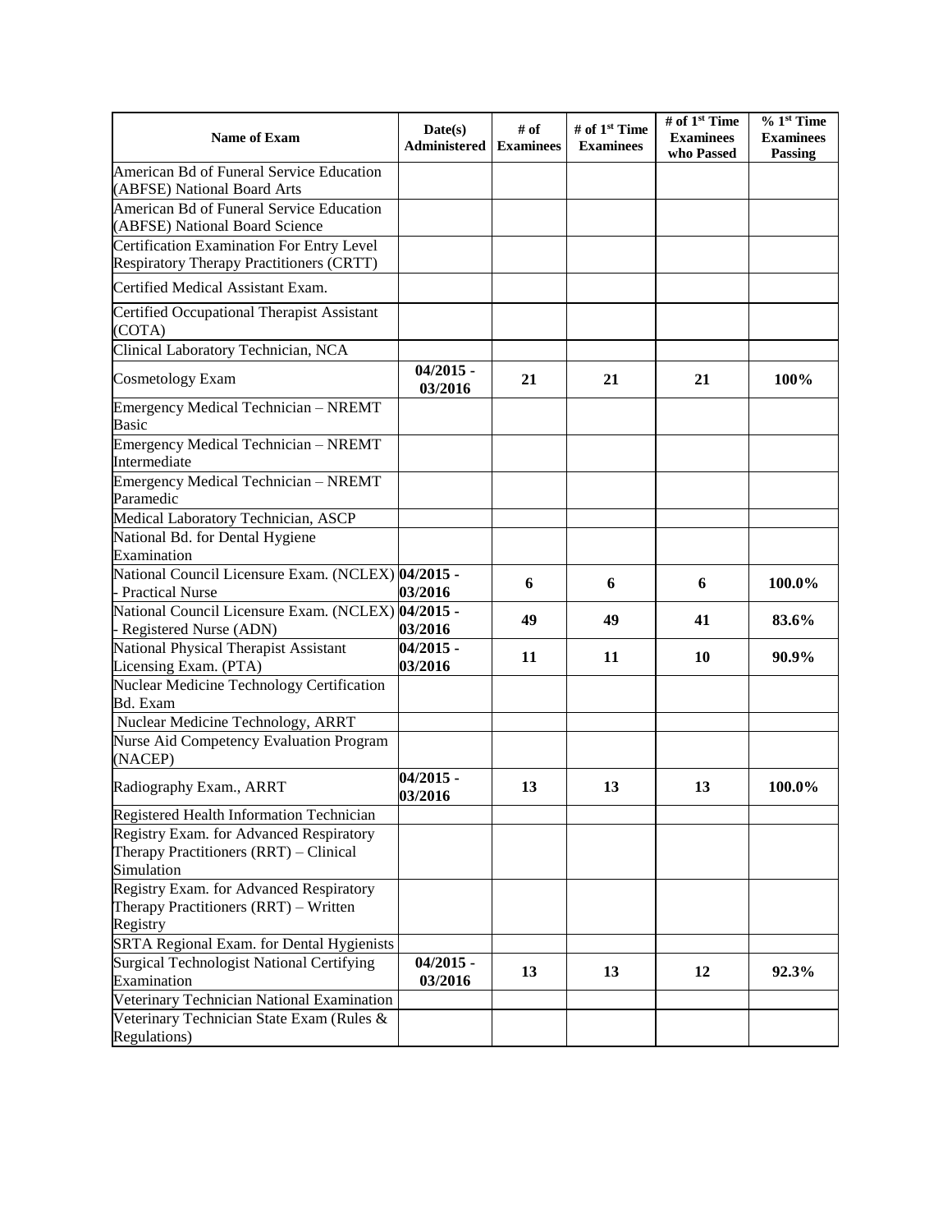| Name of Exam | Date(s) Administered | # of Examinees | # of 1st Time Examinees | # of 1st Time Examinees who Passed | % 1st Time Examinees Passing |
|---|---|---|---|---|---|
| American Bd of Funeral Service Education (ABFSE) National Board Arts | | | | | |
| American Bd of Funeral Service Education (ABFSE) National Board Science | | | | | |
| Certification Examination For Entry Level Respiratory Therapy Practitioners (CRTT) | | | | | |
| Certified Medical Assistant Exam. | | | | | |
| Certified Occupational Therapist Assistant (COTA) | | | | | |
| Clinical Laboratory Technician, NCA | | | | | |
| Cosmetology Exam | **04/2015 - 03/2016** | **21** | **21** | **21** | **100%** |
| Emergency Medical Technician – NREMT Basic | | | | | |
| Emergency Medical Technician – NREMT Intermediate | | | | | |
| Emergency Medical Technician – NREMT Paramedic | | | | | |
| Medical Laboratory Technician, ASCP | | | | | |
| National Bd. for Dental Hygiene Examination | | | | | |
| National Council Licensure Exam. (NCLEX) - Practical Nurse | **04/2015 - 03/2016** | **6** | **6** | **6** | **100.0%** |
| National Council Licensure Exam. (NCLEX) - Registered Nurse (ADN) | **04/2015 - 03/2016** | **49** | **49** | **41** | **83.6%** |
| National Physical Therapist Assistant Licensing Exam. (PTA) | **04/2015 - 03/2016** | **11** | **11** | **10** | **90.9%** |
| Nuclear Medicine Technology Certification Bd. Exam | | | | | |
| Nuclear Medicine Technology, ARRT | | | | | |
| Nurse Aid Competency Evaluation Program (NACEP) | | | | | |
| Radiography Exam., ARRT | **04/2015 - 03/2016** | **13** | **13** | **13** | **100.0%** |
| Registered Health Information Technician | | | | | |
| Registry Exam. for Advanced Respiratory Therapy Practitioners (RRT) – Clinical Simulation | | | | | |
| Registry Exam. for Advanced Respiratory Therapy Practitioners (RRT) – Written Registry | | | | | |
| SRTA Regional Exam. for Dental Hygienists | | | | | |
| Surgical Technologist National Certifying Examination | **04/2015 - 03/2016** | **13** | **13** | **12** | **92.3%** |
| Veterinary Technician National Examination | | | | | |
| Veterinary Technician State Exam (Rules & Regulations) | | | | | |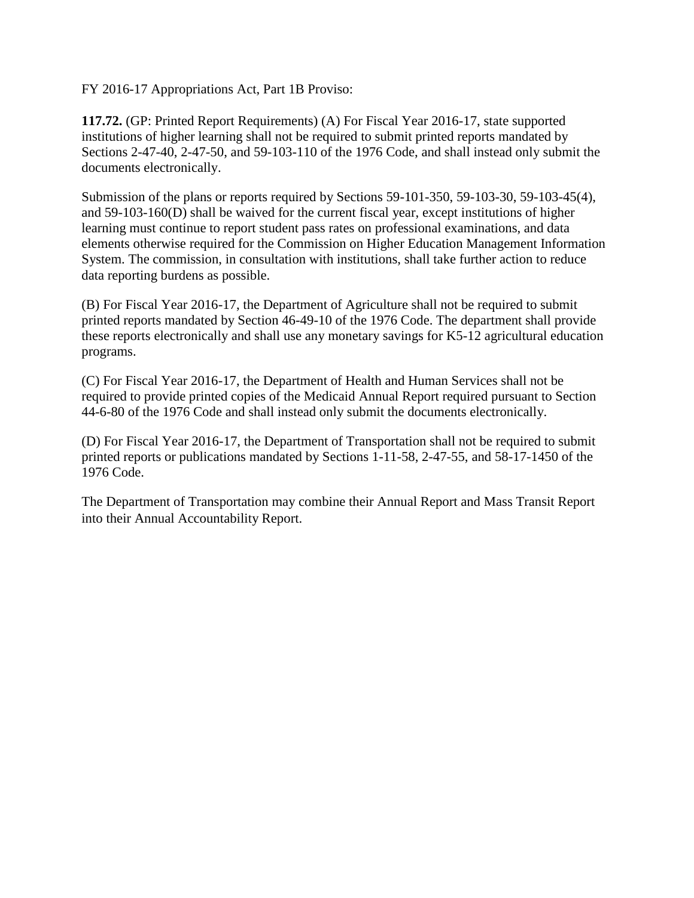FY 2016-17 Appropriations Act, Part 1B Proviso:

**117.72.** (GP: Printed Report Requirements) (A) For Fiscal Year 2016-17, state supported institutions of higher learning shall not be required to submit printed reports mandated by Sections 2-47-40, 2-47-50, and 59-103-110 of the 1976 Code, and shall instead only submit the documents electronically.

Submission of the plans or reports required by Sections 59-101-350, 59-103-30, 59-103-45(4), and 59-103-160(D) shall be waived for the current fiscal year, except institutions of higher learning must continue to report student pass rates on professional examinations, and data elements otherwise required for the Commission on Higher Education Management Information System. The commission, in consultation with institutions, shall take further action to reduce data reporting burdens as possible.

(B) For Fiscal Year 2016-17, the Department of Agriculture shall not be required to submit printed reports mandated by Section 46-49-10 of the 1976 Code. The department shall provide these reports electronically and shall use any monetary savings for K5-12 agricultural education programs.

(C) For Fiscal Year 2016-17, the Department of Health and Human Services shall not be required to provide printed copies of the Medicaid Annual Report required pursuant to Section 44-6-80 of the 1976 Code and shall instead only submit the documents electronically.

(D) For Fiscal Year 2016-17, the Department of Transportation shall not be required to submit printed reports or publications mandated by Sections 1-11-58, 2-47-55, and 58-17-1450 of the 1976 Code.

The Department of Transportation may combine their Annual Report and Mass Transit Report into their Annual Accountability Report.